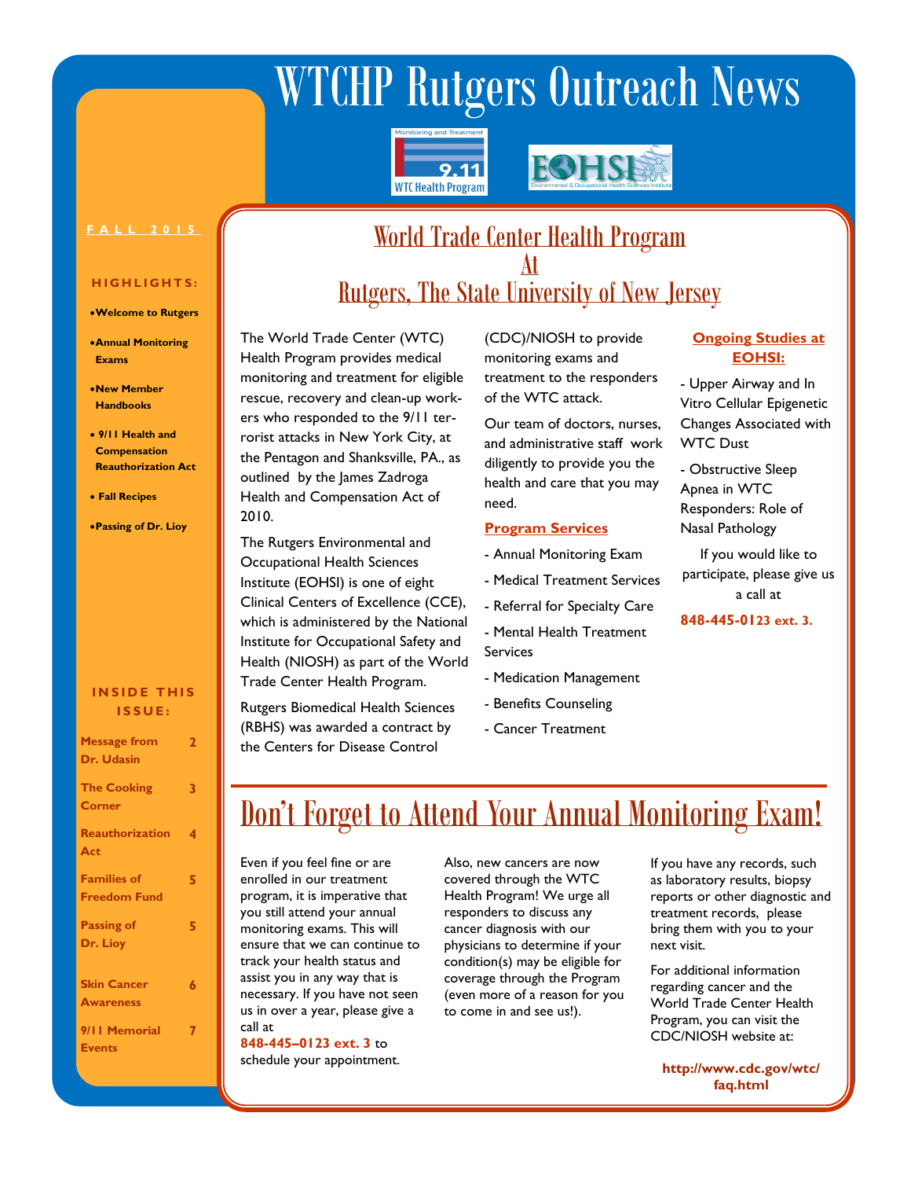# WTCHP Rutgers Outreach News

**FALL 2015**

**HIGHLIGHTS:**

- **Welcome to Rutgers**
- **Annual Monitoring Exams**
- **New Member Handbooks**
- **9/11 Health and Compensation Reauthorization Act**
- **Fall Recipes**
- **Passing of Dr. Lioy**

**INSIDE THIS ISSUE:**

| | |
|---|---|
| Message from Dr. Udasin | 2 |
| The Cooking Corner | 3 |
| Reauthorization Act | 4 |
| Families of Freedom Fund | 5 |
| Passing of Dr. Lioy | 5 |
| Skin Cancer Awareness | 6 |
| 9/11 Memorial Events | 7 |

## World Trade Center Health Program At Rutgers, The State University of New Jersey

The World Trade Center (WTC) Health Program provides medical monitoring and treatment for eligible rescue, recovery and clean-up workers who responded to the 9/11 terrorist attacks in New York City, at the Pentagon and Shanksville, PA., as outlined by the James Zadroga Health and Compensation Act of 2010.

The Rutgers Environmental and Occupational Health Sciences Institute (EOHSI) is one of eight Clinical Centers of Excellence (CCE), which is administered by the National Institute for Occupational Safety and Health (NIOSH) as part of the World Trade Center Health Program.

Rutgers Biomedical Health Sciences (RBHS) was awarded a contract by the Centers for Disease Control (CDC)/NIOSH to provide monitoring exams and treatment to the responders of the WTC attack.

Our team of doctors, nurses, and administrative staff work diligently to provide you the health and care that you may need.

**Program Services**

- Annual Monitoring Exam
- Medical Treatment Services
- Referral for Specialty Care
- Mental Health Treatment Services
- Medication Management
- Benefits Counseling
- Cancer Treatment

**Ongoing Studies at EOHSI:**

- Upper Airway and In Vitro Cellular Epigenetic Changes Associated with WTC Dust
- Obstructive Sleep Apnea in WTC Responders: Role of Nasal Pathology

If you would like to participate, please give us a call at

**848-445-0123 ext. 3.**

## Don't Forget to Attend Your Annual Monitoring Exam!

Even if you feel fine or are enrolled in our treatment program, it is imperative that you still attend your annual monitoring exams. This will ensure that we can continue to track your health status and assist you in any way that is necessary. If you have not seen us in over a year, please give a call at **848-445–0123 ext. 3** to schedule your appointment.

Also, new cancers are now covered through the WTC Health Program! We urge all responders to discuss any cancer diagnosis with our physicians to determine if your condition(s) may be eligible for coverage through the Program (even more of a reason for you to come in and see us!).

If you have any records, such as laboratory results, biopsy reports or other diagnostic and treatment records, please bring them with you to your next visit.

For additional information regarding cancer and the World Trade Center Health Program, you can visit the CDC/NIOSH website at:

**http://www.cdc.gov/wtc/faq.html**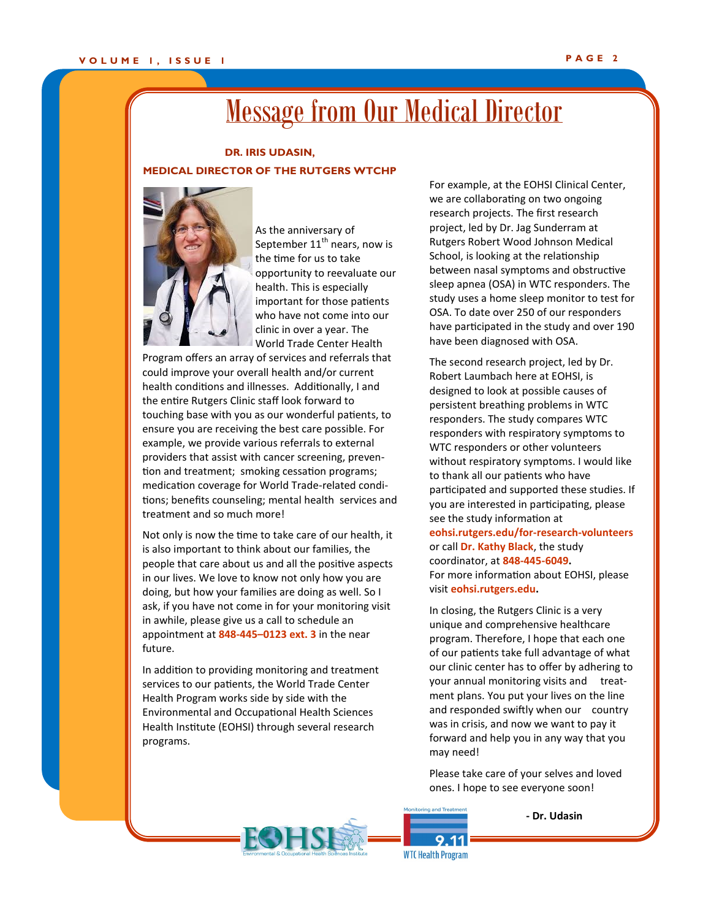# Message from Our Medical Director

**DR. IRIS UDASIN,**
**MEDICAL DIRECTOR OF THE RUTGERS WTCHP**

As the anniversary of September 11th nears, now is the time for us to take opportunity to reevaluate our health. This is especially important for those patients who have not come into our clinic in over a year. The World Trade Center Health Program offers an array of services and referrals that could improve your overall health and/or current health conditions and illnesses. Additionally, I and the entire Rutgers Clinic staff look forward to touching base with you as our wonderful patients, to ensure you are receiving the best care possible. For example, we provide various referrals to external providers that assist with cancer screening, prevention and treatment; smoking cessation programs; medication coverage for World Trade-related conditions; benefits counseling; mental health services and treatment and so much more!

Not only is now the time to take care of our health, it is also important to think about our families, the people that care about us and all the positive aspects in our lives. We love to know not only how you are doing, but how your families are doing as well. So I ask, if you have not come in for your monitoring visit in awhile, please give us a call to schedule an appointment at **848-445–0123 ext. 3** in the near future.

In addition to providing monitoring and treatment services to our patients, the World Trade Center Health Program works side by side with the Environmental and Occupational Health Sciences Health Institute (EOHSI) through several research programs.

For example, at the EOHSI Clinical Center, we are collaborating on two ongoing research projects. The first research project, led by Dr. Jag Sunderram at Rutgers Robert Wood Johnson Medical School, is looking at the relationship between nasal symptoms and obstructive sleep apnea (OSA) in WTC responders. The study uses a home sleep monitor to test for OSA. To date over 250 of our responders have participated in the study and over 190 have been diagnosed with OSA.

The second research project, led by Dr. Robert Laumbach here at EOHSI, is designed to look at possible causes of persistent breathing problems in WTC responders. The study compares WTC responders with respiratory symptoms to WTC responders or other volunteers without respiratory symptoms. I would like to thank all our patients who have participated and supported these studies. If you are interested in participating, please see the study information at **eohsi.rutgers.edu/for-research-volunteers** or call **Dr. Kathy Black**, the study coordinator, at **848-445-6049.**
For more information about EOHSI, please visit **eohsi.rutgers.edu.**

In closing, the Rutgers Clinic is a very unique and comprehensive healthcare program. Therefore, I hope that each one of our patients take full advantage of what our clinic center has to offer by adhering to your annual monitoring visits and treatment plans. You put your lives on the line and responded swiftly when our country was in crisis, and now we want to pay it forward and help you in any way that you may need!

Please take care of your selves and loved ones. I hope to see everyone soon!

**- Dr. Udasin**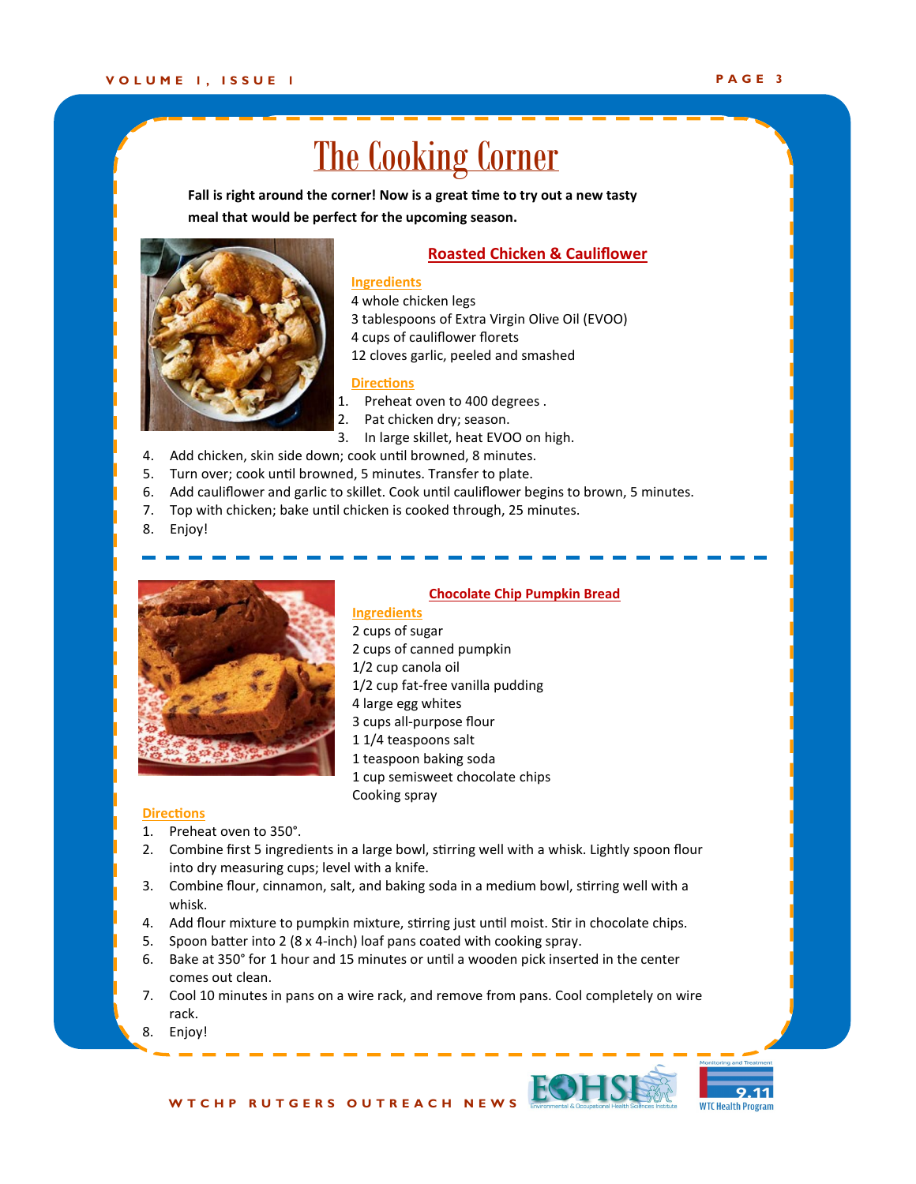# The Cooking Corner

**Fall is right around the corner! Now is a great time to try out a new tasty meal that would be perfect for the upcoming season.**

## Roasted Chicken & Cauliflower

### Ingredients

4 whole chicken legs
3 tablespoons of Extra Virgin Olive Oil (EVOO)
4 cups of cauliflower florets
12 cloves garlic, peeled and smashed

### Directions

1. Preheat oven to 400 degrees .
2. Pat chicken dry; season.
3. In large skillet, heat EVOO on high.
4. Add chicken, skin side down; cook until browned, 8 minutes.
5. Turn over; cook until browned, 5 minutes. Transfer to plate.
6. Add cauliflower and garlic to skillet. Cook until cauliflower begins to brown, 5 minutes.
7. Top with chicken; bake until chicken is cooked through, 25 minutes.
8. Enjoy!

## Chocolate Chip Pumpkin Bread

### Ingredients

2 cups of sugar
2 cups of canned pumpkin
1/2 cup canola oil
1/2 cup fat-free vanilla pudding
4 large egg whites
3 cups all-purpose flour
1 1/4 teaspoons salt
1 teaspoon baking soda
1 cup semisweet chocolate chips
Cooking spray

### Directions

1. Preheat oven to 350°.
2. Combine first 5 ingredients in a large bowl, stirring well with a whisk. Lightly spoon flour into dry measuring cups; level with a knife.
3. Combine flour, cinnamon, salt, and baking soda in a medium bowl, stirring well with a whisk.
4. Add flour mixture to pumpkin mixture, stirring just until moist. Stir in chocolate chips.
5. Spoon batter into 2 (8 x 4-inch) loaf pans coated with cooking spray.
6. Bake at 350° for 1 hour and 15 minutes or until a wooden pick inserted in the center comes out clean.
7. Cool 10 minutes in pans on a wire rack, and remove from pans. Cool completely on wire rack.
8. Enjoy!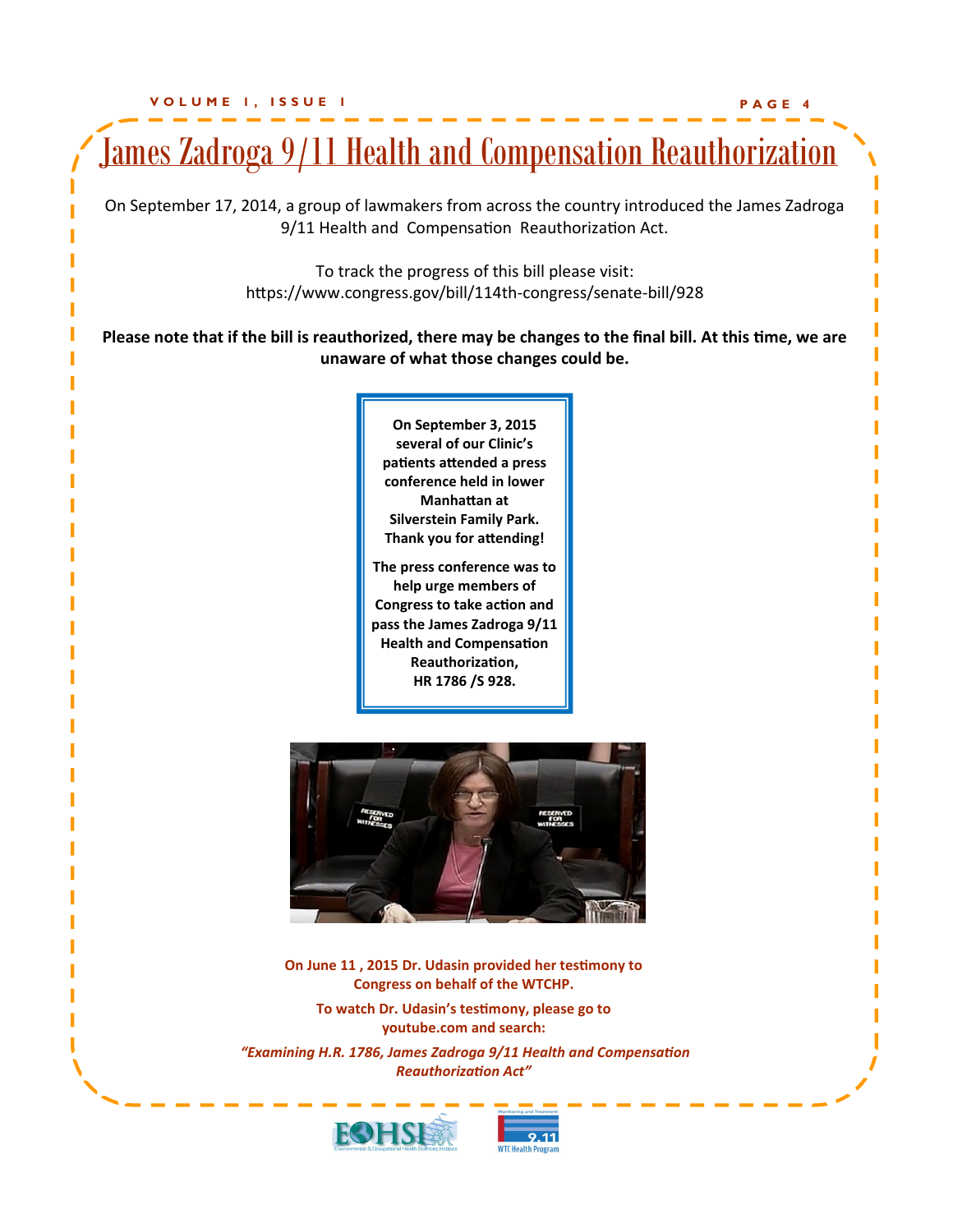# James Zadroga 9/11 Health and Compensation Reauthorization

On September 17, 2014, a group of lawmakers from across the country introduced the James Zadroga 9/11 Health and Compensation Reauthorization Act.

To track the progress of this bill please visit:
https://www.congress.gov/bill/114th-congress/senate-bill/928

**Please note that if the bill is reauthorized, there may be changes to the final bill. At this time, we are unaware of what those changes could be.**

**On September 3, 2015 several of our Clinic's patients attended a press conference held in lower Manhattan at Silverstein Family Park. Thank you for attending!**

**The press conference was to help urge members of Congress to take action and pass the James Zadroga 9/11 Health and Compensation Reauthorization, HR 1786 /S 928.**

**On June 11 , 2015 Dr. Udasin provided her testimony to Congress on behalf of the WTCHP.**

**To watch Dr. Udasin's testimony, please go to youtube.com and search:**

***"Examining H.R. 1786, James Zadroga 9/11 Health and Compensation Reauthorization Act"***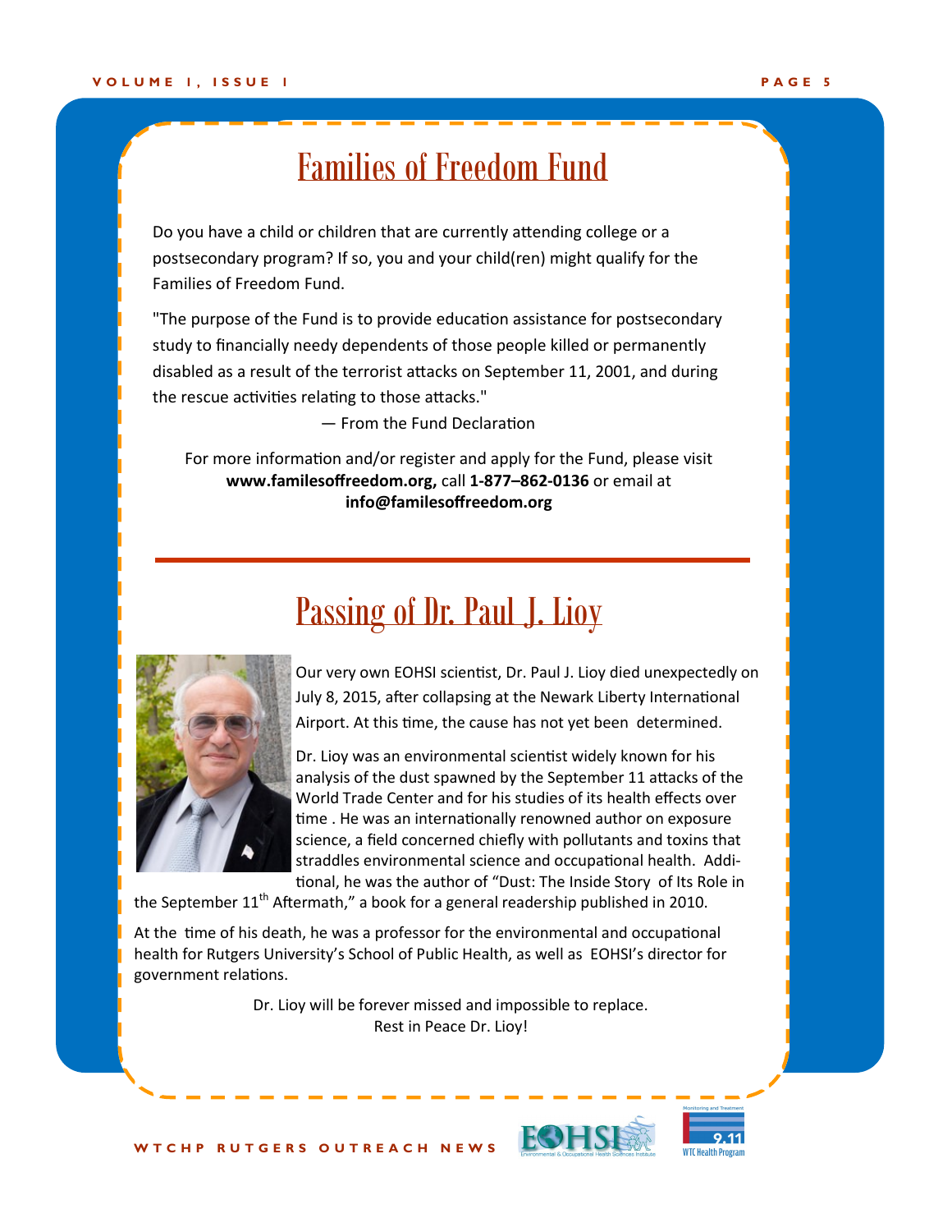## Families of Freedom Fund

Do you have a child or children that are currently attending college or a postsecondary program? If so, you and your child(ren) might qualify for the Families of Freedom Fund.

"The purpose of the Fund is to provide education assistance for postsecondary study to financially needy dependents of those people killed or permanently disabled as a result of the terrorist attacks on September 11, 2001, and during the rescue activities relating to those attacks."

— From the Fund Declaration

For more information and/or register and apply for the Fund, please visit **www.familesoffreedom.org,** call **1-877–862-0136** or email at **info@familesoffreedom.org**

---

## Passing of Dr. Paul J. Lioy

Our very own EOHSI scientist, Dr. Paul J. Lioy died unexpectedly on July 8, 2015, after collapsing at the Newark Liberty International Airport. At this time, the cause has not yet been determined.

Dr. Lioy was an environmental scientist widely known for his analysis of the dust spawned by the September 11 attacks of the World Trade Center and for his studies of its health effects over time . He was an internationally renowned author on exposure science, a field concerned chiefly with pollutants and toxins that straddles environmental science and occupational health. Additional, he was the author of "Dust: The Inside Story of Its Role in the September 11th Aftermath," a book for a general readership published in 2010.

At the time of his death, he was a professor for the environmental and occupational health for Rutgers University's School of Public Health, as well as EOHSI's director for government relations.

Dr. Lioy will be forever missed and impossible to replace.
Rest in Peace Dr. Lioy!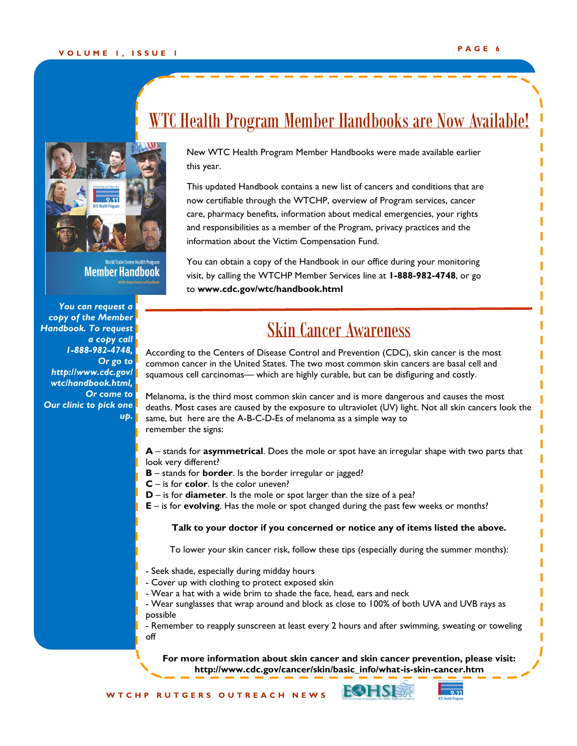## WTC Health Program Member Handbooks are Now Available!

New WTC Health Program Member Handbooks were made available earlier this year.

This updated Handbook contains a new list of cancers and conditions that are now certifiable through the WTCHP, overview of Program services, cancer care, pharmacy benefits, information about medical emergencies, your rights and responsibilities as a member of the Program, privacy practices and the information about the Victim Compensation Fund.

You can obtain a copy of the Handbook in our office during your monitoring visit, by calling the WTCHP Member Services line at **1-888-982-4748**, or go to **www.cdc.gov/wtc/handbook.html**

***You can request a copy of the Member Handbook. To request a copy call 1-888-982-4748, Or go to http://www.cdc.gov/wtc/handbook.html, Or come to Our clinic to pick one up.***

## Skin Cancer Awareness

According to the Centers of Disease Control and Prevention (CDC), skin cancer is the most common cancer in the United States. The two most common skin cancers are basal cell and squamous cell carcinomas— which are highly curable, but can be disfiguring and costly.

Melanoma, is the third most common skin cancer and is more dangerous and causes the most deaths. Most cases are caused by the exposure to ultraviolet (UV) light. Not all skin cancers look the same, but here are the A-B-C-D-Es of melanoma as a simple way to remember the signs:

**A** – stands for **asymmetrical**. Does the mole or spot have an irregular shape with two parts that look very different?
**B** – stands for **border**. Is the border irregular or jagged?
**C** – is for **color**. Is the color uneven?
**D** – is for **diameter**. Is the mole or spot larger than the size of a pea?
**E** – is for **evolving**. Has the mole or spot changed during the past few weeks or months?

**Talk to your doctor if you concerned or notice any of items listed the above.**

To lower your skin cancer risk, follow these tips (especially during the summer months):

- Seek shade, especially during midday hours
- Cover up with clothing to protect exposed skin
- Wear a hat with a wide brim to shade the face, head, ears and neck
- Wear sunglasses that wrap around and block as close to 100% of both UVA and UVB rays as possible
- Remember to reapply sunscreen at least every 2 hours and after swimming, sweating or toweling off

**For more information about skin cancer and skin cancer prevention, please visit: http://www.cdc.gov/cancer/skin/basic_info/what-is-skin-cancer.htm**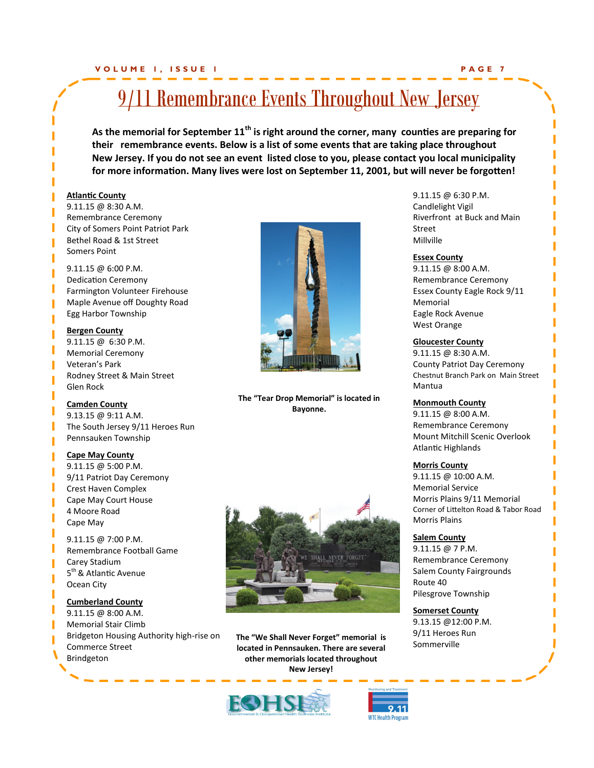# 9/11 Remembrance Events Throughout New Jersey

**As the memorial for September 11th is right around the corner, many counties are preparing for their remembrance events. Below is a list of some events that are taking place throughout New Jersey. If you do not see an event listed close to you, please contact you local municipality for more information. Many lives were lost on September 11, 2001, but will never be forgotten!**

**Atlantic County**

9.11.15 @ 8:30 A.M.
Remembrance Ceremony
City of Somers Point Patriot Park
Bethel Road & 1st Street
Somers Point

9.11.15 @ 6:00 P.M.
Dedication Ceremony
Farmington Volunteer Firehouse
Maple Avenue off Doughty Road
Egg Harbor Township

**Bergen County**

9.11.15 @ 6:30 P.M.
Memorial Ceremony
Veteran's Park
Rodney Street & Main Street
Glen Rock

**Camden County**

9.13.15 @ 9:11 A.M.
The South Jersey 9/11 Heroes Run
Pennsauken Township

**Cape May County**

9.11.15 @ 5:00 P.M.
9/11 Patriot Day Ceremony
Crest Haven Complex
Cape May Court House
4 Moore Road
Cape May

9.11.15 @ 7:00 P.M.
Remembrance Football Game
Carey Stadium
5th & Atlantic Avenue
Ocean City

**Cumberland County**

9.11.15 @ 8:00 A.M.
Memorial Stair Climb
Bridgeton Housing Authority high-rise on Commerce Street
Brindgeton

9.11.15 @ 6:30 P.M.
Candlelight Vigil
Riverfront at Buck and Main Street
Millville

**The "Tear Drop Memorial" is located in Bayonne.**

**The "We Shall Never Forget" memorial is located in Pennsauken. There are several other memorials located throughout New Jersey!**

**Essex County**

9.11.15 @ 8:00 A.M.
Remembrance Ceremony
Essex County Eagle Rock 9/11 Memorial
Eagle Rock Avenue
West Orange

**Gloucester County**

9.11.15 @ 8:30 A.M.
County Patriot Day Ceremony
Chestnut Branch Park on Main Street
Mantua

**Monmouth County**

9.11.15 @ 8:00 A.M.
Remembrance Ceremony
Mount Mitchill Scenic Overlook
Atlantic Highlands

**Morris County**

9.11.15 @ 10:00 A.M.
Memorial Service
Morris Plains 9/11 Memorial
Corner of Littelton Road & Tabor Road
Morris Plains

**Salem County**

9.11.15 @ 7 P.M.
Remembrance Ceremony
Salem County Fairgrounds
Route 40
Pilesgrove Township

**Somerset County**

9.13.15 @12:00 P.M.
9/11 Heroes Run
Sommerville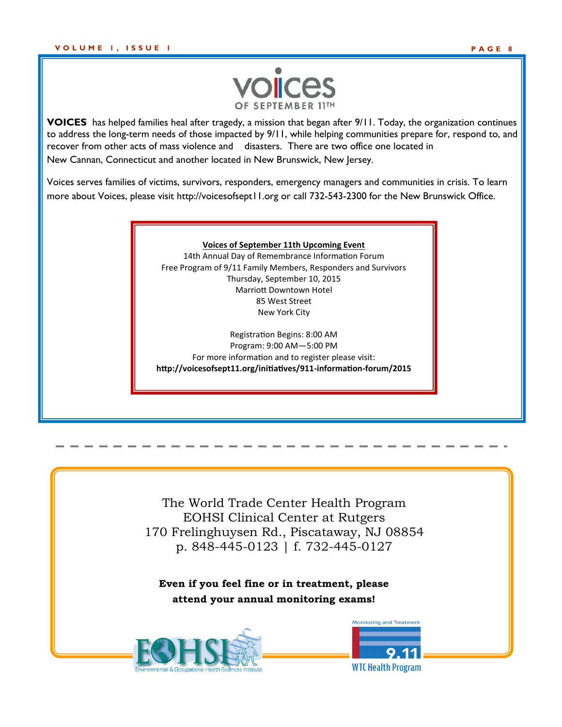# voices OF SEPTEMBER 11TH

**VOICES** has helped families heal after tragedy, a mission that began after 9/11. Today, the organization continues to address the long-term needs of those impacted by 9/11, while helping communities prepare for, respond to, and recover from other acts of mass violence and disasters. There are two office one located in New Cannan, Connecticut and another located in New Brunswick, New Jersey.

Voices serves families of victims, survivors, responders, emergency managers and communities in crisis. To learn more about Voices, please visit http://voicesofsept11.org or call 732-543-2300 for the New Brunswick Office.

**Voices of September 11th Upcoming Event**

14th Annual Day of Remembrance Information Forum
Free Program of 9/11 Family Members, Responders and Survivors
Thursday, September 10, 2015
Marriott Downtown Hotel
85 West Street
New York City

Registration Begins: 8:00 AM
Program: 9:00 AM—5:00 PM
For more information and to register please visit:
**http://voicesofsept11.org/initiatives/911-information-forum/2015**

---

The World Trade Center Health Program
EOHSI Clinical Center at Rutgers
170 Frelinghuysen Rd., Piscataway, NJ 08854
p. 848-445-0123 | f. 732-445-0127

**Even if you feel fine or in treatment, please attend your annual monitoring exams!**

EOHSI Environmental & Occupational Health Sciences Institute

Monitoring and Treatment 9.11 WTC Health Program